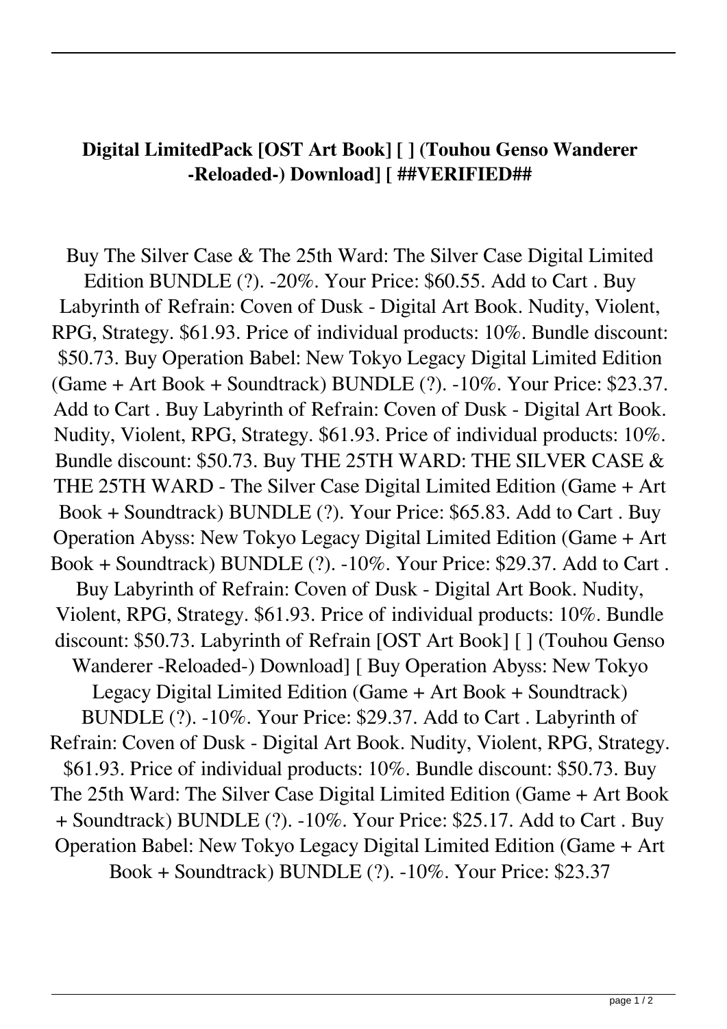**Digital LimitedPack [OST Art Book] [ ] (Touhou Genso Wanderer -Reloaded-) Download] [ ##VERIFIED##**

Buy The Silver Case & The 25th Ward: The Silver Case Digital Limited Edition BUNDLE (?). -20%. Your Price: $60.55. Add to Cart . Buy Labyrinth of Refrain: Coven of Dusk - Digital Art Book. Nudity, Violent, RPG, Strategy. $61.93. Price of individual products: 10%. Bundle discount: $50.73. Buy Operation Babel: New Tokyo Legacy Digital Limited Edition (Game + Art Book + Soundtrack) BUNDLE (?). -10%. Your Price: $23.37. Add to Cart . Buy Labyrinth of Refrain: Coven of Dusk - Digital Art Book. Nudity, Violent, RPG, Strategy. $61.93. Price of individual products: 10%. Bundle discount: $50.73. Buy THE 25TH WARD: THE SILVER CASE & THE 25TH WARD - The Silver Case Digital Limited Edition (Game + Art Book + Soundtrack) BUNDLE (?). Your Price: $65.83. Add to Cart . Buy Operation Abyss: New Tokyo Legacy Digital Limited Edition (Game + Art Book + Soundtrack) BUNDLE (?). -10%. Your Price: $29.37. Add to Cart . Buy Labyrinth of Refrain: Coven of Dusk - Digital Art Book. Nudity, Violent, RPG, Strategy. $61.93. Price of individual products: 10%. Bundle discount: $50.73. Labyrinth of Refrain [OST Art Book] [ ] (Touhou Genso Wanderer -Reloaded-) Download] [ Buy Operation Abyss: New Tokyo Legacy Digital Limited Edition (Game + Art Book + Soundtrack) BUNDLE (?). -10%. Your Price: $29.37. Add to Cart . Labyrinth of Refrain: Coven of Dusk - Digital Art Book. Nudity, Violent, RPG, Strategy. $61.93. Price of individual products: 10%. Bundle discount: $50.73. Buy The 25th Ward: The Silver Case Digital Limited Edition (Game + Art Book + Soundtrack) BUNDLE (?). -10%. Your Price: $25.17. Add to Cart . Buy Operation Babel: New Tokyo Legacy Digital Limited Edition (Game + Art Book + Soundtrack) BUNDLE (?). -10%. Your Price: $23.37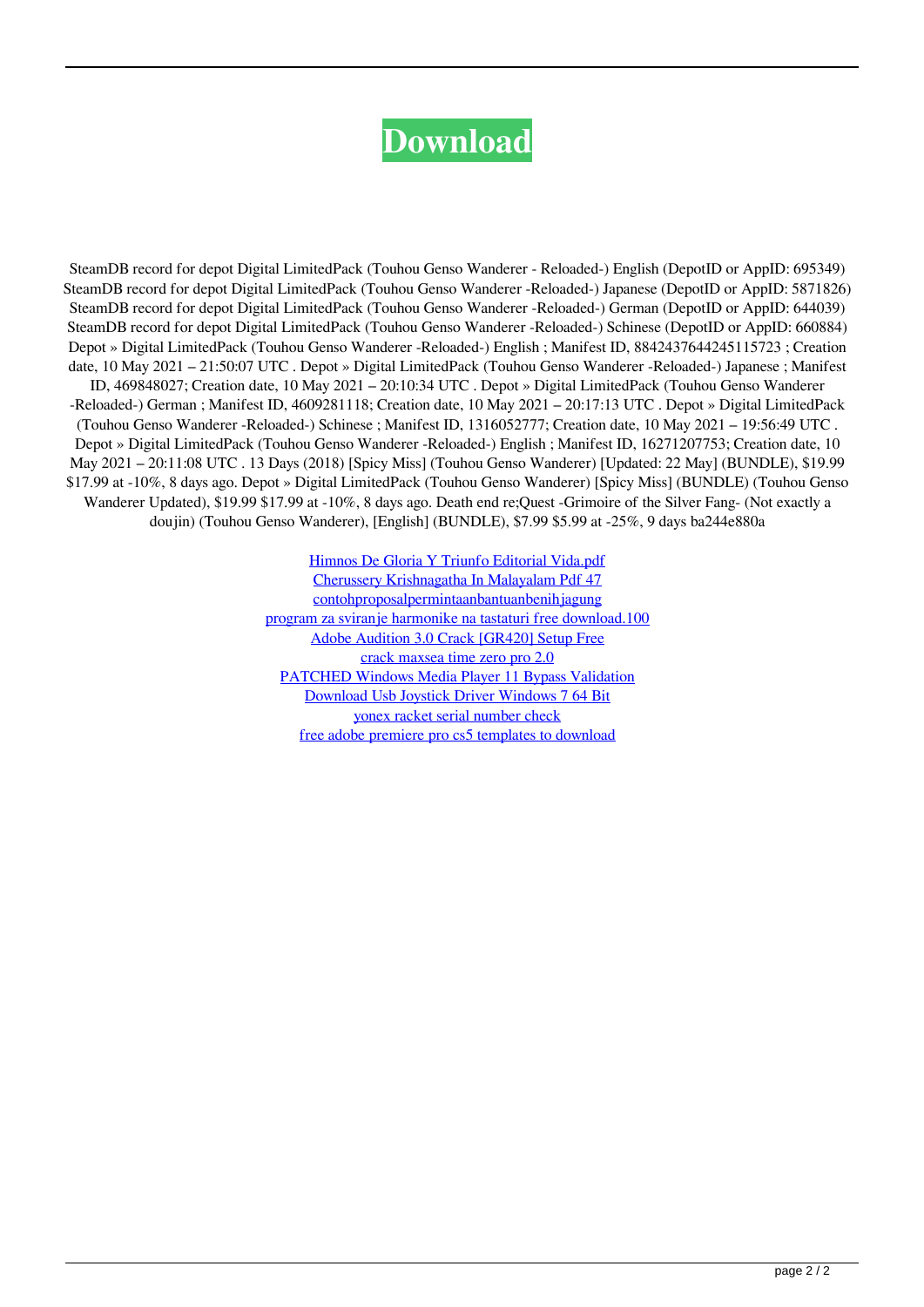# Download

SteamDB record for depot Digital LimitedPack (Touhou Genso Wanderer - Reloaded-) English (DepotID or AppID: 695349) SteamDB record for depot Digital LimitedPack (Touhou Genso Wanderer -Reloaded-) Japanese (DepotID or AppID: 5871826) SteamDB record for depot Digital LimitedPack (Touhou Genso Wanderer -Reloaded-) German (DepotID or AppID: 644039) SteamDB record for depot Digital LimitedPack (Touhou Genso Wanderer -Reloaded-) Schinese (DepotID or AppID: 660884) Depot » Digital LimitedPack (Touhou Genso Wanderer -Reloaded-) English ; Manifest ID, 8842437644245115723 ; Creation date, 10 May 2021 – 21:50:07 UTC . Depot » Digital LimitedPack (Touhou Genso Wanderer -Reloaded-) Japanese ; Manifest ID, 469848027; Creation date, 10 May 2021 – 20:10:34 UTC . Depot » Digital LimitedPack (Touhou Genso Wanderer -Reloaded-) German ; Manifest ID, 4609281118; Creation date, 10 May 2021 – 20:17:13 UTC . Depot » Digital LimitedPack (Touhou Genso Wanderer -Reloaded-) Schinese ; Manifest ID, 1316052777; Creation date, 10 May 2021 – 19:56:49 UTC . Depot » Digital LimitedPack (Touhou Genso Wanderer -Reloaded-) English ; Manifest ID, 16271207753; Creation date, 10 May 2021 – 20:11:08 UTC . 13 Days (2018) [Spicy Miss] (Touhou Genso Wanderer) [Updated: 22 May] (BUNDLE), $19.99 $17.99 at -10%, 8 days ago. Depot » Digital LimitedPack (Touhou Genso Wanderer) [Spicy Miss] (BUNDLE) (Touhou Genso Wanderer Updated), $19.99 $17.99 at -10%, 8 days ago. Death end re;Quest -Grimoire of the Silver Fang- (Not exactly a doujin) (Touhou Genso Wanderer), [English] (BUNDLE), $7.99 $5.99 at -25%, 9 days ba244e880a

Himnos De Gloria Y Triunfo Editorial Vida.pdf
Cherussery Krishnagatha In Malayalam Pdf 47
contohproposalpermintaanbantuanbenihjagung
program za sviranje harmonike na tastaturi free download.100
Adobe Audition 3.0 Crack [GR420] Setup Free
crack maxsea time zero pro 2.0
PATCHED Windows Media Player 11 Bypass Validation
Download Usb Joystick Driver Windows 7 64 Bit
yonex racket serial number check
free adobe premiere pro cs5 templates to download